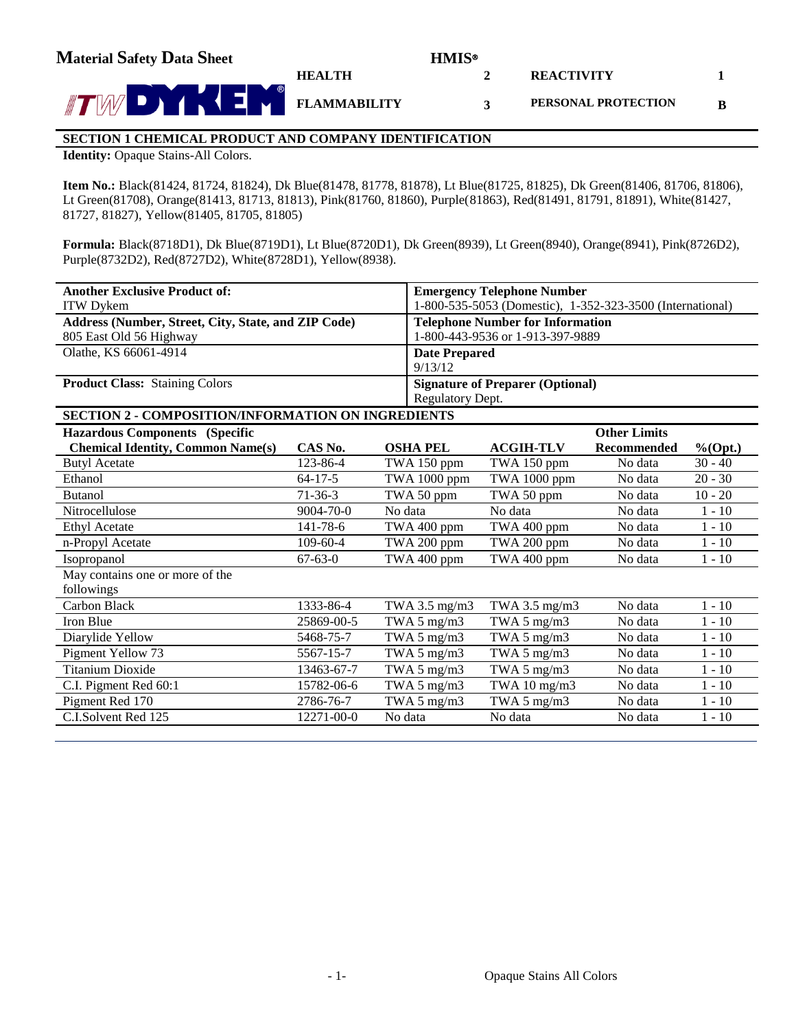# Material Safety Data Sheet

ITW DYKEM®

**HMIS®**

| | | | |
|---|---|---|---|
| **HEALTH** | **2** | **REACTIVITY** | **1** |
| **FLAMMABILITY** | **3** | **PERSONAL PROTECTION** | **B** |

## SECTION 1 CHEMICAL PRODUCT AND COMPANY IDENTIFICATION

**Identity:** Opaque Stains-All Colors.

**Item No.:** Black(81424, 81724, 81824), Dk Blue(81478, 81778, 81878), Lt Blue(81725, 81825), Dk Green(81406, 81706, 81806), Lt Green(81708), Orange(81413, 81713, 81813), Pink(81760, 81860), Purple(81863), Red(81491, 81791, 81891), White(81427, 81727, 81827), Yellow(81405, 81705, 81805)

**Formula:** Black(8718D1), Dk Blue(8719D1), Lt Blue(8720D1), Dk Green(8939), Lt Green(8940), Orange(8941), Pink(8726D2), Purple(8732D2), Red(8727D2), White(8728D1), Yellow(8938).

| | |
|---|---|
| **Another Exclusive Product of:**<br>ITW Dykem | **Emergency Telephone Number**<br>1-800-535-5053 (Domestic), 1-352-323-3500 (International) |
| **Address (Number, Street, City, State, and ZIP Code)**<br>805 East Old 56 Highway | **Telephone Number for Information**<br>1-800-443-9536 or 1-913-397-9889 |
| Olathe, KS 66061-4914 | **Date Prepared**<br>9/13/12 |
| **Product Class:** Staining Colors | **Signature of Preparer (Optional)**<br>Regulatory Dept. |

## SECTION 2 - COMPOSITION/INFORMATION ON INGREDIENTS

| Hazardous Components (Specific Chemical Identity, Common Name(s) | CAS No. | OSHA PEL | ACGIH-TLV | Other Limits Recommended | %(Opt.) |
|---|---|---|---|---|---|
| Butyl Acetate | 123-86-4 | TWA 150 ppm | TWA 150 ppm | No data | 30 - 40 |
| Ethanol | 64-17-5 | TWA 1000 ppm | TWA 1000 ppm | No data | 20 - 30 |
| Butanol | 71-36-3 | TWA 50 ppm | TWA 50 ppm | No data | 10 - 20 |
| Nitrocellulose | 9004-70-0 | No data | No data | No data | 1 - 10 |
| Ethyl Acetate | 141-78-6 | TWA 400 ppm | TWA 400 ppm | No data | 1 - 10 |
| n-Propyl Acetate | 109-60-4 | TWA 200 ppm | TWA 200 ppm | No data | 1 - 10 |
| Isopropanol | 67-63-0 | TWA 400 ppm | TWA 400 ppm | No data | 1 - 10 |
| May contains one or more of the followings | | | | | |
| Carbon Black | 1333-86-4 | TWA 3.5 mg/m3 | TWA 3.5 mg/m3 | No data | 1 - 10 |
| Iron Blue | 25869-00-5 | TWA 5 mg/m3 | TWA 5 mg/m3 | No data | 1 - 10 |
| Diarylide Yellow | 5468-75-7 | TWA 5 mg/m3 | TWA 5 mg/m3 | No data | 1 - 10 |
| Pigment Yellow 73 | 5567-15-7 | TWA 5 mg/m3 | TWA 5 mg/m3 | No data | 1 - 10 |
| Titanium Dioxide | 13463-67-7 | TWA 5 mg/m3 | TWA 5 mg/m3 | No data | 1 - 10 |
| C.I. Pigment Red 60:1 | 15782-06-6 | TWA 5 mg/m3 | TWA 10 mg/m3 | No data | 1 - 10 |
| Pigment Red 170 | 2786-76-7 | TWA 5 mg/m3 | TWA 5 mg/m3 | No data | 1 - 10 |
| C.I.Solvent Red 125 | 12271-00-0 | No data | No data | No data | 1 - 10 |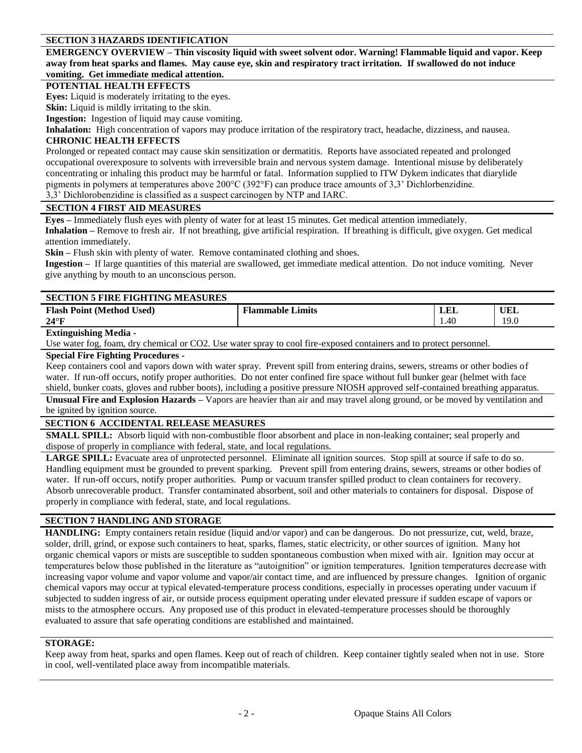## SECTION 3 HAZARDS IDENTIFICATION

**EMERGENCY OVERVIEW – Thin viscosity liquid with sweet solvent odor. Warning! Flammable liquid and vapor. Keep away from heat sparks and flames. May cause eye, skin and respiratory tract irritation. If swallowed do not induce vomiting. Get immediate medical attention.**

**POTENTIAL HEALTH EFFECTS**

**Eyes:** Liquid is moderately irritating to the eyes.

**Skin:** Liquid is mildly irritating to the skin.

**Ingestion:** Ingestion of liquid may cause vomiting.

**Inhalation:** High concentration of vapors may produce irritation of the respiratory tract, headache, dizziness, and nausea.

**CHRONIC HEALTH EFFECTS**

Prolonged or repeated contact may cause skin sensitization or dermatitis. Reports have associated repeated and prolonged occupational overexposure to solvents with irreversible brain and nervous system damage. Intentional misuse by deliberately concentrating or inhaling this product may be harmful or fatal. Information supplied to ITW Dykem indicates that diarylide pigments in polymers at temperatures above 200°C (392°F) can produce trace amounts of 3,3' Dichlorbenzidine.
3,3' Dichlorobenzidine is classified as a suspect carcinogen by NTP and IARC.

## SECTION 4 FIRST AID MEASURES

**Eyes –** Immediately flush eyes with plenty of water for at least 15 minutes. Get medical attention immediately.

**Inhalation –** Remove to fresh air. If not breathing, give artificial respiration. If breathing is difficult, give oxygen. Get medical attention immediately.

**Skin –** Flush skin with plenty of water. Remove contaminated clothing and shoes.

**Ingestion –** If large quantities of this material are swallowed, get immediate medical attention. Do not induce vomiting. Never give anything by mouth to an unconscious person.

## SECTION 5 FIRE FIGHTING MEASURES

| Flash Point (Method Used) | Flammable Limits | LEL | UEL |
|---|---|---|---|
| 24°F | | 1.40 | 19.0 |

**Extinguishing Media -**

Use water fog, foam, dry chemical or CO2. Use water spray to cool fire-exposed containers and to protect personnel.

**Special Fire Fighting Procedures -**

Keep containers cool and vapors down with water spray. Prevent spill from entering drains, sewers, streams or other bodies of water. If run-off occurs, notify proper authorities. Do not enter confined fire space without full bunker gear (helmet with face shield, bunker coats, gloves and rubber boots), including a positive pressure NIOSH approved self-contained breathing apparatus.

**Unusual Fire and Explosion Hazards –** Vapors are heavier than air and may travel along ground, or be moved by ventilation and be ignited by ignition source.

## SECTION 6 ACCIDENTAL RELEASE MEASURES

**SMALL SPILL:** Absorb liquid with non-combustible floor absorbent and place in non-leaking container; seal properly and dispose of properly in compliance with federal, state, and local regulations.

**LARGE SPILL:** Evacuate area of unprotected personnel. Eliminate all ignition sources. Stop spill at source if safe to do so. Handling equipment must be grounded to prevent sparking. Prevent spill from entering drains, sewers, streams or other bodies of water. If run-off occurs, notify proper authorities. Pump or vacuum transfer spilled product to clean containers for recovery. Absorb unrecoverable product. Transfer contaminated absorbent, soil and other materials to containers for disposal. Dispose of properly in compliance with federal, state, and local regulations.

## SECTION 7 HANDLING AND STORAGE

**HANDLING:** Empty containers retain residue (liquid and/or vapor) and can be dangerous. Do not pressurize, cut, weld, braze, solder, drill, grind, or expose such containers to heat, sparks, flames, static electricity, or other sources of ignition. Many hot organic chemical vapors or mists are susceptible to sudden spontaneous combustion when mixed with air. Ignition may occur at temperatures below those published in the literature as "autoignition" or ignition temperatures. Ignition temperatures decrease with increasing vapor volume and vapor volume and vapor/air contact time, and are influenced by pressure changes. Ignition of organic chemical vapors may occur at typical elevated-temperature process conditions, especially in processes operating under vacuum if subjected to sudden ingress of air, or outside process equipment operating under elevated pressure if sudden escape of vapors or mists to the atmosphere occurs. Any proposed use of this product in elevated-temperature processes should be thoroughly evaluated to assure that safe operating conditions are established and maintained.

**STORAGE:**

Keep away from heat, sparks and open flames. Keep out of reach of children. Keep container tightly sealed when not in use. Store in cool, well-ventilated place away from incompatible materials.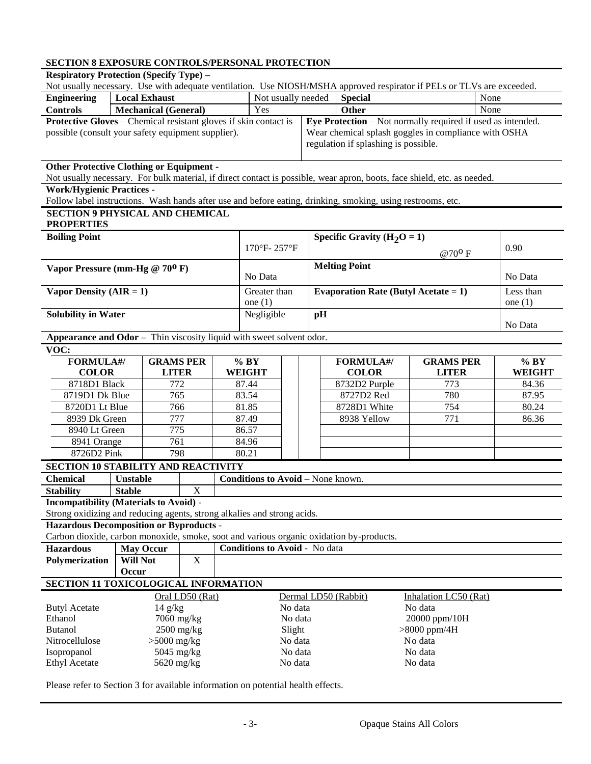## SECTION 8 EXPOSURE CONTROLS/PERSONAL PROTECTION

**Respiratory Protection (Specify Type) –**

Not usually necessary. Use with adequate ventilation. Use NIOSH/MSHA approved respirator if PELs or TLVs are exceeded.

| Engineering | Local Exhaust | Not usually needed | Special | None |
|---|---|---|---|---|
| Controls | Mechanical (General) | Yes | Other | None |

**Protective Gloves** – Chemical resistant gloves if skin contact is possible (consult your safety equipment supplier).

**Eye Protection** – Not normally required if used as intended. Wear chemical splash goggles in compliance with OSHA regulation if splashing is possible.

**Other Protective Clothing or Equipment -**

Not usually necessary. For bulk material, if direct contact is possible, wear apron, boots, face shield, etc. as needed.

**Work/Hygienic Practices -**

Follow label instructions. Wash hands after use and before eating, drinking, smoking, using restrooms, etc.

## SECTION 9 PHYSICAL AND CHEMICAL PROPERTIES

| Property | Value | Property | Value |
|---|---|---|---|
| **Boiling Point** | 170°F- 257°F | **Specific Gravity ($H_2O$ = 1)** @70° F | 0.90 |
| **Vapor Pressure (mm-Hg @ 70° F)** | No Data | **Melting Point** | No Data |
| **Vapor Density (AIR = 1)** | Greater than one (1) | **Evaporation Rate (Butyl Acetate = 1)** | Less than one (1) |
| **Solubility in Water** | Negligible | **pH** | No Data |

**Appearance and Odor –** Thin viscosity liquid with sweet solvent odor.

**VOC:**

| FORMULA#/ COLOR | GRAMS PER LITER | % BY WEIGHT | FORMULA#/ COLOR | GRAMS PER LITER | % BY WEIGHT |
|---|---|---|---|---|---|
| 8718D1 Black | 772 | 87.44 | 8732D2 Purple | 773 | 84.36 |
| 8719D1 Dk Blue | 765 | 83.54 | 8727D2 Red | 780 | 87.95 |
| 8720D1 Lt Blue | 766 | 81.85 | 8728D1 White | 754 | 80.24 |
| 8939 Dk Green | 777 | 87.49 | 8938 Yellow | 771 | 86.36 |
| 8940 Lt Green | 775 | 86.57 | | | |
| 8941 Orange | 761 | 84.96 | | | |
| 8726D2 Pink | 798 | 80.21 | | | |

## SECTION 10 STABILITY AND REACTIVITY

| Chemical | Unstable | | Conditions to Avoid – None known. |
|---|---|---|---|
| Stability | Stable | X | |

**Incompatibility (Materials to Avoid) -**

Strong oxidizing and reducing agents, strong alkalies and strong acids.

**Hazardous Decomposition or Byproducts -**

Carbon dioxide, carbon monoxide, smoke, soot and various organic oxidation by-products.

| Hazardous | May Occur | | Conditions to Avoid - No data |
|---|---|---|---|
| Polymerization | Will Not Occur | X | |

## SECTION 11 TOXICOLOGICAL INFORMATION

| | Oral LD50 (Rat) | Dermal LD50 (Rabbit) | Inhalation LC50 (Rat) |
|---|---|---|---|
| Butyl Acetate | 14 g/kg | No data | No data |
| Ethanol | 7060 mg/kg | No data | 20000 ppm/10H |
| Butanol | 2500 mg/kg | Slight | >8000 ppm/4H |
| Nitrocellulose | >5000 mg/kg | No data | No data |
| Isopropanol | 5045 mg/kg | No data | No data |
| Ethyl Acetate | 5620 mg/kg | No data | No data |

Please refer to Section 3 for available information on potential health effects.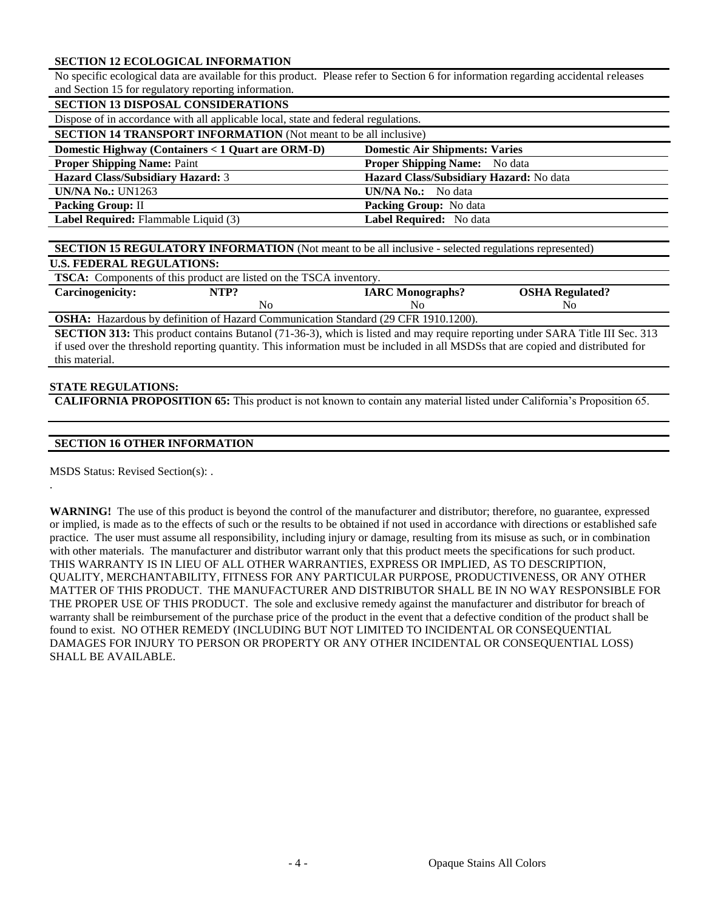## SECTION 12 ECOLOGICAL INFORMATION

No specific ecological data are available for this product. Please refer to Section 6 for information regarding accidental releases and Section 15 for regulatory reporting information.

## SECTION 13 DISPOSAL CONSIDERATIONS

Dispose of in accordance with all applicable local, state and federal regulations.

## SECTION 14 TRANSPORT INFORMATION (Not meant to be all inclusive)

| **Domestic Highway (Containers < 1 Quart are ORM-D)** | **Domestic Air Shipments: Varies** |
|---|---|
| **Proper Shipping Name:** Paint | **Proper Shipping Name:** No data |
| **Hazard Class/Subsidiary Hazard:** 3 | **Hazard Class/Subsidiary Hazard:** No data |
| **UN/NA No.:** UN1263 | **UN/NA No.:** No data |
| **Packing Group:** II | **Packing Group:** No data |
| **Label Required:** Flammable Liquid (3) | **Label Required:** No data |

## SECTION 15 REGULATORY INFORMATION (Not meant to be all inclusive - selected regulations represented)

**U.S. FEDERAL REGULATIONS:**

**TSCA:** Components of this product are listed on the TSCA inventory.

| **Carcinogenicity:** | **NTP?** | **IARC Monographs?** | **OSHA Regulated?** |
|---|---|---|---|
| | No | No | No |

**OSHA:** Hazardous by definition of Hazard Communication Standard (29 CFR 1910.1200).

**SECTION 313:** This product contains Butanol (71-36-3), which is listed and may require reporting under SARA Title III Sec. 313 if used over the threshold reporting quantity. This information must be included in all MSDSs that are copied and distributed for this material.

**STATE REGULATIONS:**

**CALIFORNIA PROPOSITION 65:** This product is not known to contain any material listed under California's Proposition 65.

## SECTION 16 OTHER INFORMATION

MSDS Status: Revised Section(s): .

.

**WARNING!** The use of this product is beyond the control of the manufacturer and distributor; therefore, no guarantee, expressed or implied, is made as to the effects of such or the results to be obtained if not used in accordance with directions or established safe practice. The user must assume all responsibility, including injury or damage, resulting from its misuse as such, or in combination with other materials. The manufacturer and distributor warrant only that this product meets the specifications for such product. THIS WARRANTY IS IN LIEU OF ALL OTHER WARRANTIES, EXPRESS OR IMPLIED, AS TO DESCRIPTION, QUALITY, MERCHANTABILITY, FITNESS FOR ANY PARTICULAR PURPOSE, PRODUCTIVENESS, OR ANY OTHER MATTER OF THIS PRODUCT. THE MANUFACTURER AND DISTRIBUTOR SHALL BE IN NO WAY RESPONSIBLE FOR THE PROPER USE OF THIS PRODUCT. The sole and exclusive remedy against the manufacturer and distributor for breach of warranty shall be reimbursement of the purchase price of the product in the event that a defective condition of the product shall be found to exist. NO OTHER REMEDY (INCLUDING BUT NOT LIMITED TO INCIDENTAL OR CONSEQUENTIAL DAMAGES FOR INJURY TO PERSON OR PROPERTY OR ANY OTHER INCIDENTAL OR CONSEQUENTIAL LOSS) SHALL BE AVAILABLE.